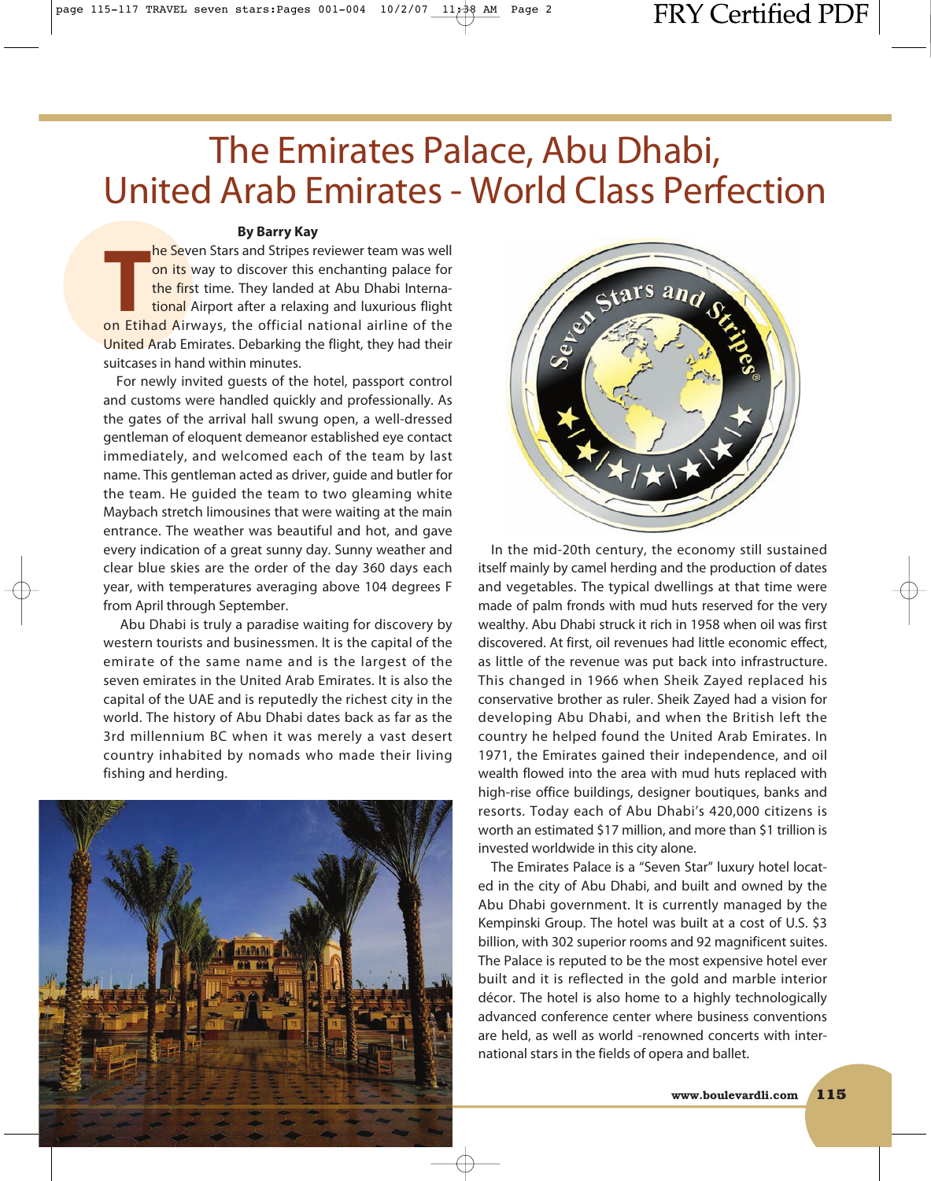# The Emirates Palace, Abu Dhabi, United Arab Emirates - World Class Perfection

**By Barry Kay**

The Seven Stars and Stripes reviewer team was well on its way to discover this enchanting palace for the first time. They landed at Abu Dhabi International Airport after a relaxing and luxurious flight on Etihad Airways, the official national airline of the United Arab Emirates. Debarking the flight, they had their suitcases in hand within minutes.

For newly invited guests of the hotel, passport control and customs were handled quickly and professionally. As the gates of the arrival hall swung open, a well-dressed gentleman of eloquent demeanor established eye contact immediately, and welcomed each of the team by last name. This gentleman acted as driver, guide and butler for the team. He guided the team to two gleaming white Maybach stretch limousines that were waiting at the main entrance. The weather was beautiful and hot, and gave every indication of a great sunny day. Sunny weather and clear blue skies are the order of the day 360 days each year, with temperatures averaging above 104 degrees F from April through September.

Abu Dhabi is truly a paradise waiting for discovery by western tourists and businessmen. It is the capital of the emirate of the same name and is the largest of the seven emirates in the United Arab Emirates. It is also the capital of the UAE and is reputedly the richest city in the world. The history of Abu Dhabi dates back as far as the 3rd millennium BC when it was merely a vast desert country inhabited by nomads who made their living fishing and herding.

In the mid-20th century, the economy still sustained itself mainly by camel herding and the production of dates and vegetables. The typical dwellings at that time were made of palm fronds with mud huts reserved for the very wealthy. Abu Dhabi struck it rich in 1958 when oil was first discovered. At first, oil revenues had little economic effect, as little of the revenue was put back into infrastructure. This changed in 1966 when Sheik Zayed replaced his conservative brother as ruler. Sheik Zayed had a vision for developing Abu Dhabi, and when the British left the country he helped found the United Arab Emirates. In 1971, the Emirates gained their independence, and oil wealth flowed into the area with mud huts replaced with high-rise office buildings, designer boutiques, banks and resorts. Today each of Abu Dhabi's 420,000 citizens is worth an estimated $17 million, and more than $1 trillion is invested worldwide in this city alone.

The Emirates Palace is a "Seven Star" luxury hotel located in the city of Abu Dhabi, and built and owned by the Abu Dhabi government. It is currently managed by the Kempinski Group. The hotel was built at a cost of U.S. $3 billion, with 302 superior rooms and 92 magnificent suites. The Palace is reputed to be the most expensive hotel ever built and it is reflected in the gold and marble interior décor. The hotel is also home to a highly technologically advanced conference center where business conventions are held, as well as world -renowned concerts with international stars in the fields of opera and ballet.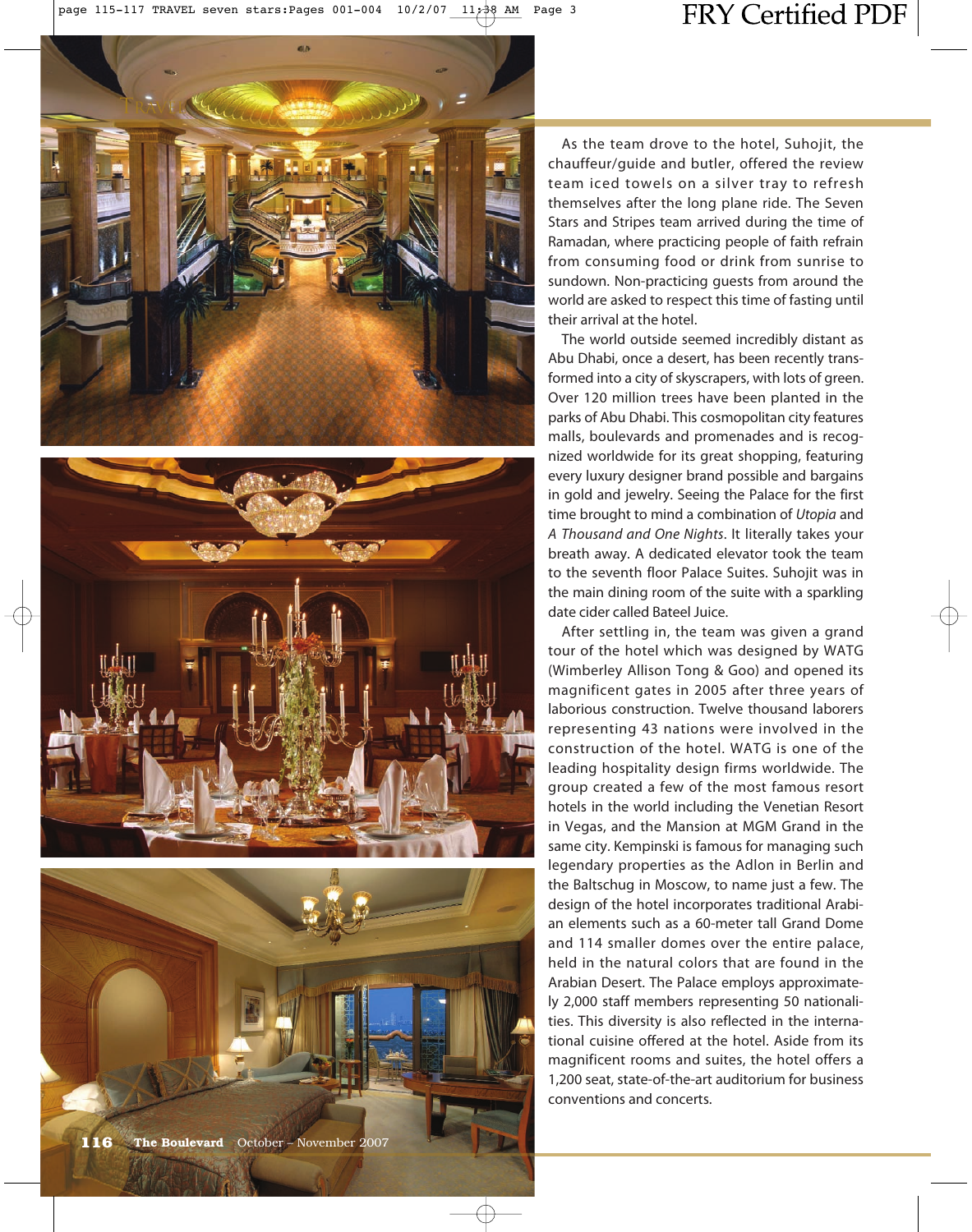As the team drove to the hotel, Suhojit, the chauffeur/guide and butler, offered the review team iced towels on a silver tray to refresh themselves after the long plane ride. The Seven Stars and Stripes team arrived during the time of Ramadan, where practicing people of faith refrain from consuming food or drink from sunrise to sundown. Non-practicing guests from around the world are asked to respect this time of fasting until their arrival at the hotel.

The world outside seemed incredibly distant as Abu Dhabi, once a desert, has been recently transformed into a city of skyscrapers, with lots of green. Over 120 million trees have been planted in the parks of Abu Dhabi. This cosmopolitan city features malls, boulevards and promenades and is recognized worldwide for its great shopping, featuring every luxury designer brand possible and bargains in gold and jewelry. Seeing the Palace for the first time brought to mind a combination of *Utopia* and *A Thousand and One Nights*. It literally takes your breath away. A dedicated elevator took the team to the seventh floor Palace Suites. Suhojit was in the main dining room of the suite with a sparkling date cider called Bateel Juice.

After settling in, the team was given a grand tour of the hotel which was designed by WATG (Wimberley Allison Tong & Goo) and opened its magnificent gates in 2005 after three years of laborious construction. Twelve thousand laborers representing 43 nations were involved in the construction of the hotel. WATG is one of the leading hospitality design firms worldwide. The group created a few of the most famous resort hotels in the world including the Venetian Resort in Vegas, and the Mansion at MGM Grand in the same city. Kempinski is famous for managing such legendary properties as the Adlon in Berlin and the Baltschug in Moscow, to name just a few. The design of the hotel incorporates traditional Arabian elements such as a 60-meter tall Grand Dome and 114 smaller domes over the entire palace, held in the natural colors that are found in the Arabian Desert. The Palace employs approximately 2,000 staff members representing 50 nationalities. This diversity is also reflected in the international cuisine offered at the hotel. Aside from its magnificent rooms and suites, the hotel offers a 1,200 seat, state-of-the-art auditorium for business conventions and concerts.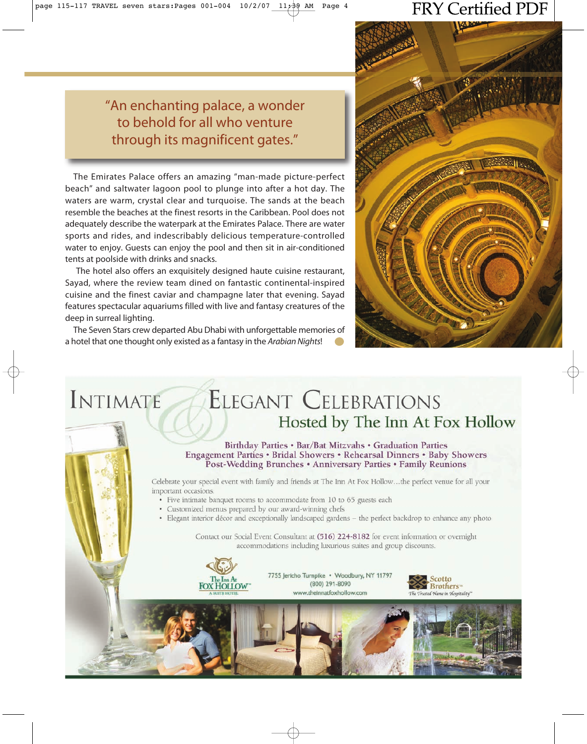> "An enchanting palace, a wonder to behold for all who venture through its magnificent gates."

The Emirates Palace offers an amazing "man-made picture-perfect beach" and saltwater lagoon pool to plunge into after a hot day. The waters are warm, crystal clear and turquoise. The sands at the beach resemble the beaches at the finest resorts in the Caribbean. Pool does not adequately describe the waterpark at the Emirates Palace. There are water sports and rides, and indescribably delicious temperature-controlled water to enjoy. Guests can enjoy the pool and then sit in air-conditioned tents at poolside with drinks and snacks.

The hotel also offers an exquisitely designed haute cuisine restaurant, Sayad, where the review team dined on fantastic continental-inspired cuisine and the finest caviar and champagne later that evening. Sayad features spectacular aquariums filled with live and fantasy creatures of the deep in surreal lighting.

The Seven Stars crew departed Abu Dhabi with unforgettable memories of a hotel that one thought only existed as a fantasy in the *Arabian Nights*!

# Intimate & Elegant Celebrations

## Hosted by The Inn At Fox Hollow

Birthday Parties • Bar/Bat Mitzvahs • Graduation Parties
Engagement Parties • Bridal Showers • Rehearsal Dinners • Baby Showers
Post-Wedding Brunches • Anniversary Parties • Family Reunions

Celebrate your special event with family and friends at The Inn At Fox Hollow…the perfect venue for all your important occasions.

- Five intimate banquet rooms to accommodate from 10 to 65 guests each
- Customized menus prepared by our award-winning chefs
- Elegant interior décor and exceptionally landscaped gardens – the perfect backdrop to enhance any photo

Contact our Social Event Consultant at (516) 224-8182 for event information or overnight accommodations including luxurious suites and group discounts.

The Inn At Fox Hollow
A SUITE HOTEL

7755 Jericho Turnpike • Woodbury, NY 11797
(800) 291-8090
www.theinnatfoxhollow.com

Scotto Brothers
The Trusted Name in Hospitality